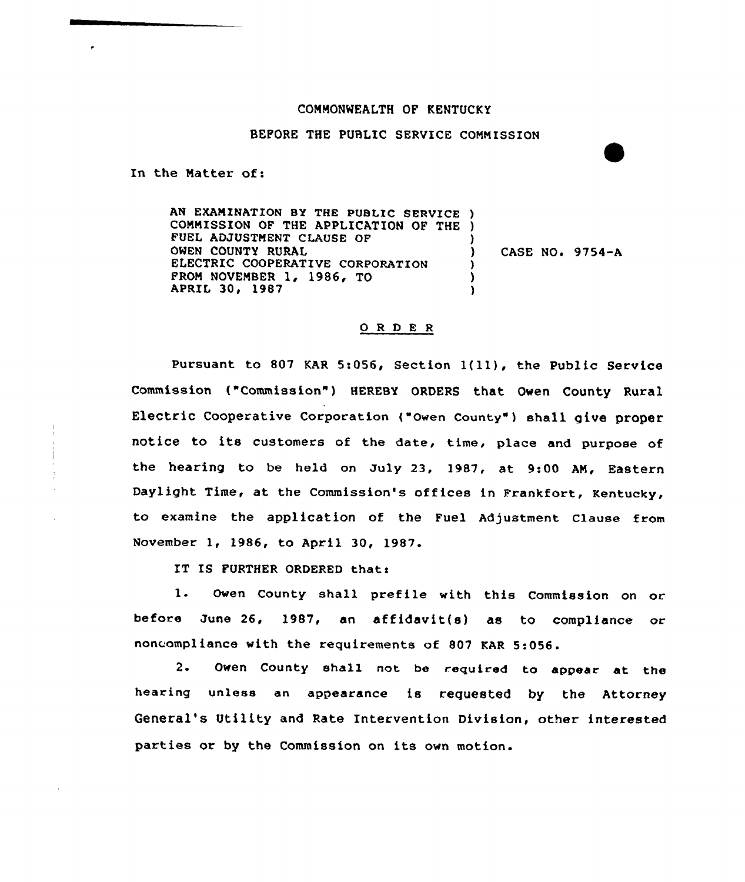COMMONWEALTH OF KENTUCKY

BEFORE THE PUBLIC SERVICE COMMISSION

In the Matter of:

| | | |
|---|---|---|
| AN EXAMINATION BY THE PUBLIC SERVICE COMMISSION OF THE APPLICATION OF THE FUEL ADJUSTMENT CLAUSE OF OWEN COUNTY RURAL ELECTRIC COOPERATIVE CORPORATION FROM NOVEMBER 1, 1986, TO APRIL 30, 1987 | ) | CASE NO. 9754-A |

## O R D E R

Pursuant to 807 KAR 5:056, Section 1(11), the Public Service Commission ("Commission") HEREBY ORDERS that Owen County Rural Electric Cooperative Corporation ("Owen County") shall give proper notice to its customers of the date, time, place and purpose of the hearing to be held on July 23, 1987, at 9:00 AM, Eastern Daylight Time, at the Commission's offices in Frankfort, Kentucky, to examine the application of the Fuel Adjustment Clause from November 1, 1986, to April 30, 1987.

IT IS FURTHER ORDERED that:

1. Owen County shall prefile with this Commission on or before June 26, 1987, an affidavit(s) as to compliance or noncompliance with the requirements of 807 KAR 5:056.

2. Owen County shall not be required to appear at the hearing unless an appearance is requested by the Attorney General's Utility and Rate Intervention Division, other interested parties or by the Commission on its own motion.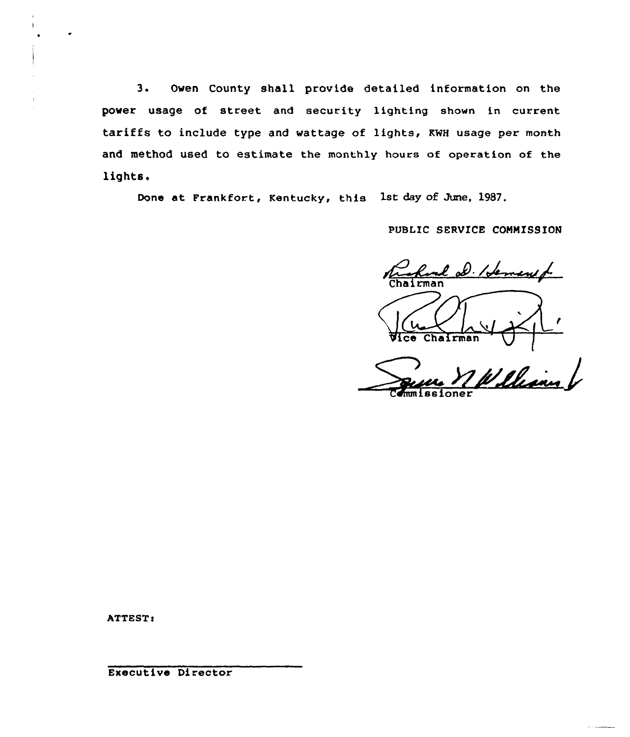3. Owen County shall provide detailed information on the power usage of street and security lighting shown in current tariffs to include type and wattage of lights, KWH usage per month and method used to estimate the monthly hours of operation of the lights.

Done at Frankfort, Kentucky, this 1st day of June, 1987.

PUBLIC SERVICE COMMISSION

Chairman

Vice Chairman

Commissioner

ATTEST:

Executive Director